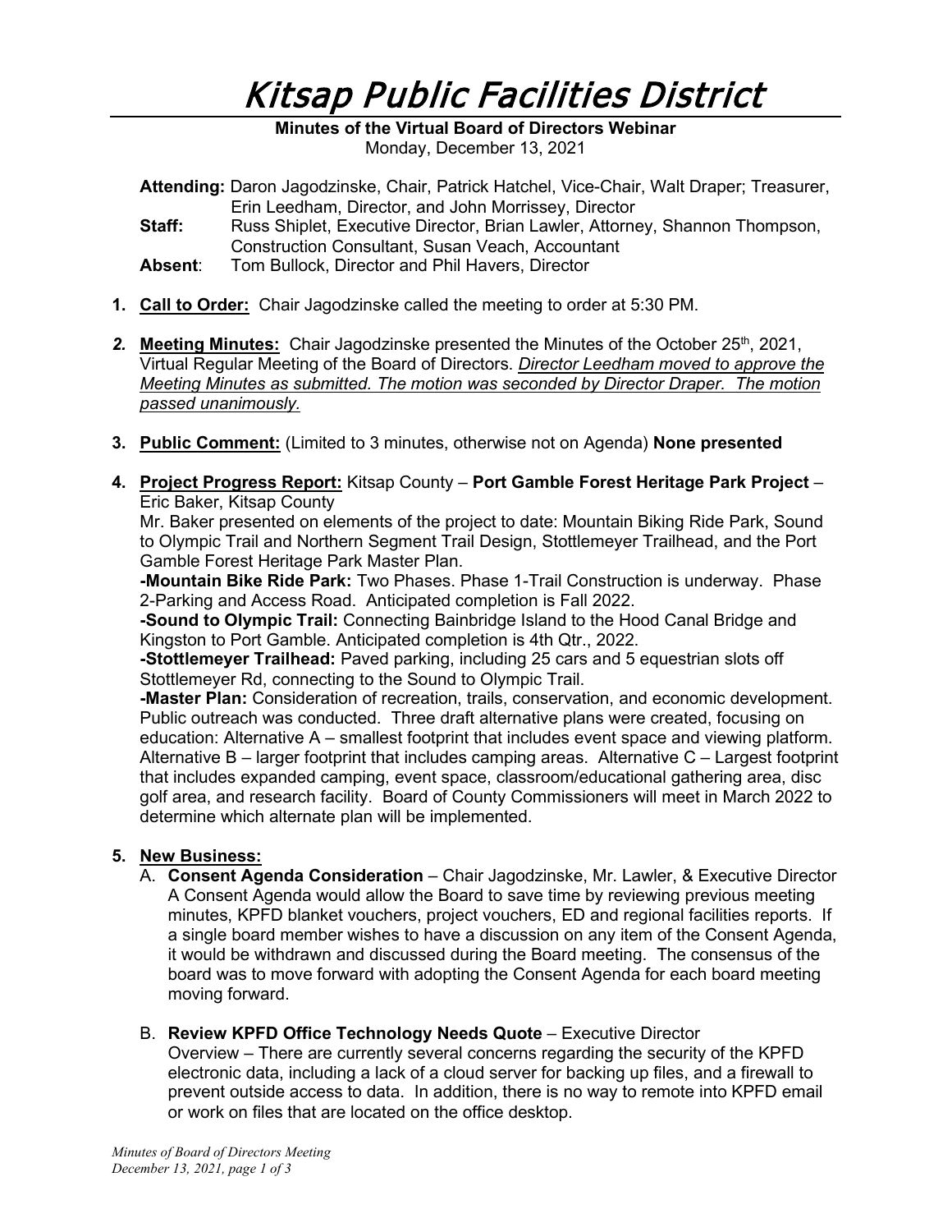# Kitsap Public Facilities District

**Minutes of the Virtual Board of Directors Webinar**
Monday, December 13, 2021

**Attending:** Daron Jagodzinske, Chair, Patrick Hatchel, Vice-Chair, Walt Draper; Treasurer, Erin Leedham, Director, and John Morrissey, Director
**Staff:** Russ Shiplet, Executive Director, Brian Lawler, Attorney, Shannon Thompson, Construction Consultant, Susan Veach, Accountant
**Absent**: Tom Bullock, Director and Phil Havers, Director

1. **Call to Order:** Chair Jagodzinske called the meeting to order at 5:30 PM.

2. **Meeting Minutes:** Chair Jagodzinske presented the Minutes of the October 25th, 2021, Virtual Regular Meeting of the Board of Directors. *Director Leedham moved to approve the Meeting Minutes as submitted. The motion was seconded by Director Draper. The motion passed unanimously.*

3. **Public Comment:** (Limited to 3 minutes, otherwise not on Agenda) **None presented**

4. **Project Progress Report:** Kitsap County – **Port Gamble Forest Heritage Park Project** – Eric Baker, Kitsap County
   Mr. Baker presented on elements of the project to date: Mountain Biking Ride Park, Sound to Olympic Trail and Northern Segment Trail Design, Stottlemeyer Trailhead, and the Port Gamble Forest Heritage Park Master Plan.
   **-Mountain Bike Ride Park:** Two Phases. Phase 1-Trail Construction is underway. Phase 2-Parking and Access Road. Anticipated completion is Fall 2022.
   **-Sound to Olympic Trail:** Connecting Bainbridge Island to the Hood Canal Bridge and Kingston to Port Gamble. Anticipated completion is 4th Qtr., 2022.
   **-Stottlemeyer Trailhead:** Paved parking, including 25 cars and 5 equestrian slots off Stottlemeyer Rd, connecting to the Sound to Olympic Trail.
   **-Master Plan:** Consideration of recreation, trails, conservation, and economic development. Public outreach was conducted. Three draft alternative plans were created, focusing on education: Alternative A – smallest footprint that includes event space and viewing platform. Alternative B – larger footprint that includes camping areas. Alternative C – Largest footprint that includes expanded camping, event space, classroom/educational gathering area, disc golf area, and research facility. Board of County Commissioners will meet in March 2022 to determine which alternate plan will be implemented.

5. **New Business:**
   A. **Consent Agenda Consideration** – Chair Jagodzinske, Mr. Lawler, & Executive Director
   A Consent Agenda would allow the Board to save time by reviewing previous meeting minutes, KPFD blanket vouchers, project vouchers, ED and regional facilities reports. If a single board member wishes to have a discussion on any item of the Consent Agenda, it would be withdrawn and discussed during the Board meeting. The consensus of the board was to move forward with adopting the Consent Agenda for each board meeting moving forward.

   B. **Review KPFD Office Technology Needs Quote** – Executive Director
   Overview – There are currently several concerns regarding the security of the KPFD electronic data, including a lack of a cloud server for backing up files, and a firewall to prevent outside access to data. In addition, there is no way to remote into KPFD email or work on files that are located on the office desktop.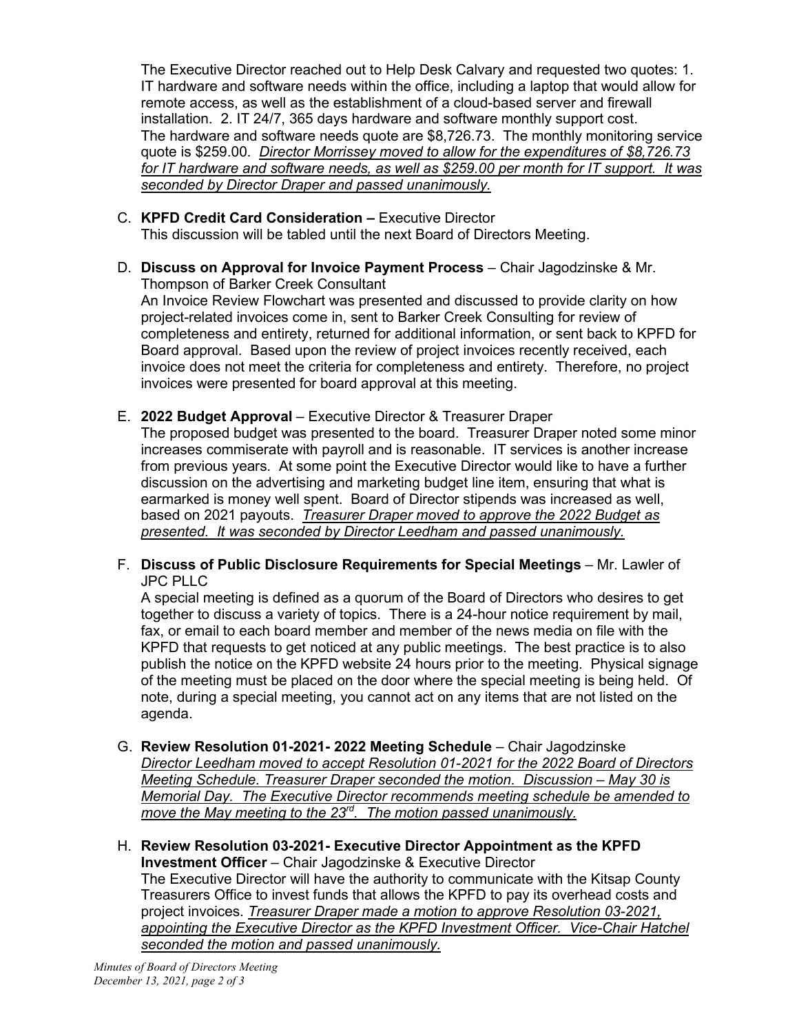The Executive Director reached out to Help Desk Calvary and requested two quotes: 1. IT hardware and software needs within the office, including a laptop that would allow for remote access, as well as the establishment of a cloud-based server and firewall installation. 2. IT 24/7, 365 days hardware and software monthly support cost. The hardware and software needs quote are $8,726.73. The monthly monitoring service quote is $259.00. *Director Morrissey moved to allow for the expenditures of $8,726.73 for IT hardware and software needs, as well as $259.00 per month for IT support. It was seconded by Director Draper and passed unanimously.*

C. **KPFD Credit Card Consideration –** Executive Director
This discussion will be tabled until the next Board of Directors Meeting.

D. **Discuss on Approval for Invoice Payment Process** – Chair Jagodzinske & Mr. Thompson of Barker Creek Consultant
An Invoice Review Flowchart was presented and discussed to provide clarity on how project-related invoices come in, sent to Barker Creek Consulting for review of completeness and entirety, returned for additional information, or sent back to KPFD for Board approval. Based upon the review of project invoices recently received, each invoice does not meet the criteria for completeness and entirety. Therefore, no project invoices were presented for board approval at this meeting.

E. **2022 Budget Approval** – Executive Director & Treasurer Draper
The proposed budget was presented to the board. Treasurer Draper noted some minor increases commiserate with payroll and is reasonable. IT services is another increase from previous years. At some point the Executive Director would like to have a further discussion on the advertising and marketing budget line item, ensuring that what is earmarked is money well spent. Board of Director stipends was increased as well, based on 2021 payouts. *Treasurer Draper moved to approve the 2022 Budget as presented. It was seconded by Director Leedham and passed unanimously.*

F. **Discuss of Public Disclosure Requirements for Special Meetings** – Mr. Lawler of JPC PLLC
A special meeting is defined as a quorum of the Board of Directors who desires to get together to discuss a variety of topics. There is a 24-hour notice requirement by mail, fax, or email to each board member and member of the news media on file with the KPFD that requests to get noticed at any public meetings. The best practice is to also publish the notice on the KPFD website 24 hours prior to the meeting. Physical signage of the meeting must be placed on the door where the special meeting is being held. Of note, during a special meeting, you cannot act on any items that are not listed on the agenda.

G. **Review Resolution 01-2021- 2022 Meeting Schedule** – Chair Jagodzinske
*Director Leedham moved to accept Resolution 01-2021 for the 2022 Board of Directors Meeting Schedule. Treasurer Draper seconded the motion. Discussion – May 30 is Memorial Day. The Executive Director recommends meeting schedule be amended to move the May meeting to the 23rd. The motion passed unanimously.*

H. **Review Resolution 03-2021- Executive Director Appointment as the KPFD Investment Officer** – Chair Jagodzinske & Executive Director
The Executive Director will have the authority to communicate with the Kitsap County Treasurers Office to invest funds that allows the KPFD to pay its overhead costs and project invoices. *Treasurer Draper made a motion to approve Resolution 03-2021, appointing the Executive Director as the KPFD Investment Officer. Vice-Chair Hatchel seconded the motion and passed unanimously.*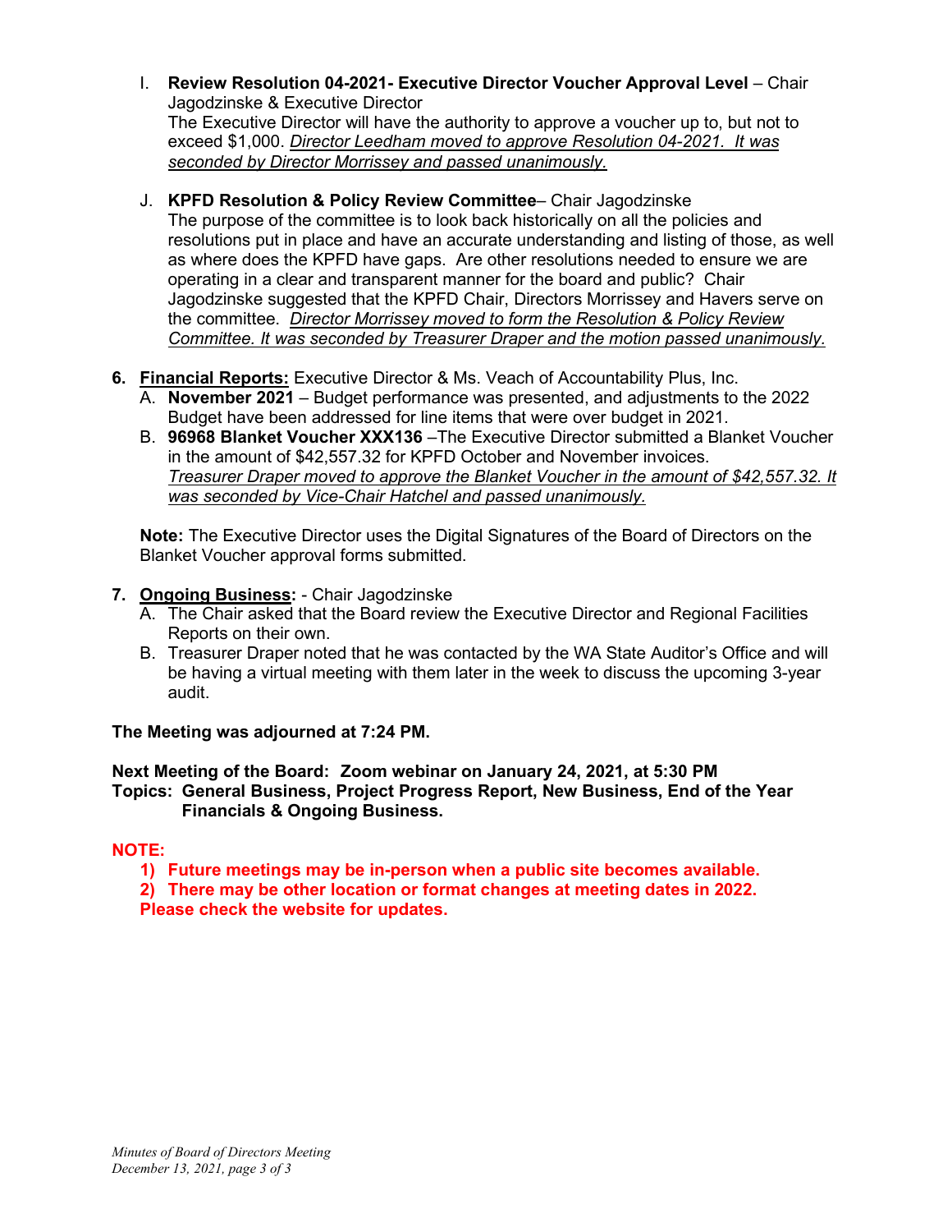I. **Review Resolution 04-2021- Executive Director Voucher Approval Level** – Chair Jagodzinske & Executive Director
The Executive Director will have the authority to approve a voucher up to, but not to exceed $1,000. *Director Leedham moved to approve Resolution 04-2021. It was seconded by Director Morrissey and passed unanimously.*

J. **KPFD Resolution & Policy Review Committee**– Chair Jagodzinske
The purpose of the committee is to look back historically on all the policies and resolutions put in place and have an accurate understanding and listing of those, as well as where does the KPFD have gaps. Are other resolutions needed to ensure we are operating in a clear and transparent manner for the board and public? Chair Jagodzinske suggested that the KPFD Chair, Directors Morrissey and Havers serve on the committee. *Director Morrissey moved to form the Resolution & Policy Review Committee. It was seconded by Treasurer Draper and the motion passed unanimously.*

6. **Financial Reports:** Executive Director & Ms. Veach of Accountability Plus, Inc.
   A. **November 2021** – Budget performance was presented, and adjustments to the 2022 Budget have been addressed for line items that were over budget in 2021.
   B. **96968 Blanket Voucher XXX136** –The Executive Director submitted a Blanket Voucher in the amount of $42,557.32 for KPFD October and November invoices.
   *Treasurer Draper moved to approve the Blanket Voucher in the amount of $42,557.32. It was seconded by Vice-Chair Hatchel and passed unanimously.*

   **Note:** The Executive Director uses the Digital Signatures of the Board of Directors on the Blanket Voucher approval forms submitted.

7. **Ongoing Business:** - Chair Jagodzinske
   A. The Chair asked that the Board review the Executive Director and Regional Facilities Reports on their own.
   B. Treasurer Draper noted that he was contacted by the WA State Auditor's Office and will be having a virtual meeting with them later in the week to discuss the upcoming 3-year audit.

**The Meeting was adjourned at 7:24 PM.**

**Next Meeting of the Board: Zoom webinar on January 24, 2021, at 5:30 PM**
**Topics: General Business, Project Progress Report, New Business, End of the Year Financials & Ongoing Business.**

**NOTE:**
1) **Future meetings may be in-person when a public site becomes available.**
2) **There may be other location or format changes at meeting dates in 2022.**
**Please check the website for updates.**